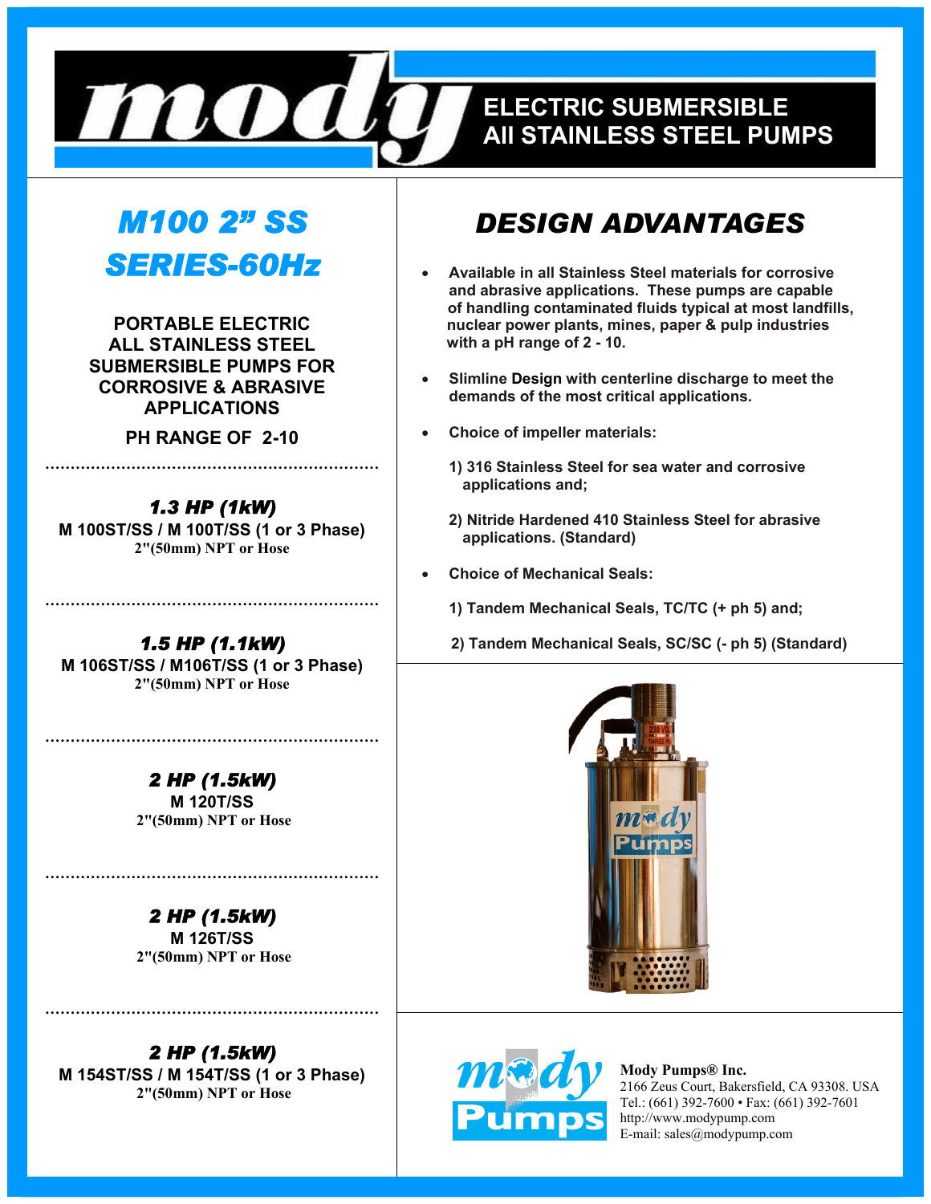# mody

**ELECTRIC SUBMERSIBLE**
**All STAINLESS STEEL PUMPS**

## *M100 2" SS SERIES-60Hz*

**PORTABLE ELECTRIC ALL STAINLESS STEEL SUBMERSIBLE PUMPS FOR CORROSIVE & ABRASIVE APPLICATIONS**

**PH RANGE OF 2-10**

---

### *1.3 HP (1kW)*

**M 100ST/SS / M 100T/SS (1 or 3 Phase)**
**2"(50mm) NPT or Hose**

---

### *1.5 HP (1.1kW)*

**M 106ST/SS / M106T/SS (1 or 3 Phase)**
**2"(50mm) NPT or Hose**

---

### *2 HP (1.5kW)*

**M 120T/SS**
**2"(50mm) NPT or Hose**

---

### *2 HP (1.5kW)*

**M 126T/SS**
**2"(50mm) NPT or Hose**

---

### *2 HP (1.5kW)*

**M 154ST/SS / M 154T/SS (1 or 3 Phase)**
**2"(50mm) NPT or Hose**

## *DESIGN ADVANTAGES*

- **Available in all Stainless Steel materials for corrosive and abrasive applications. These pumps are capable of handling contaminated fluids typical at most landfills, nuclear power plants, mines, paper & pulp industries with a pH range of 2 - 10.**
- **Slimline Design with centerline discharge to meet the demands of the most critical applications.**
- **Choice of impeller materials:**

  **1) 316 Stainless Steel for sea water and corrosive applications and;**

  **2) Nitride Hardened 410 Stainless Steel for abrasive applications. (Standard)**
- **Choice of Mechanical Seals:**

  **1) Tandem Mechanical Seals, TC/TC (+ ph 5) and;**

  **2) Tandem Mechanical Seals, SC/SC (- ph 5) (Standard)**

**Mody Pumps® Inc.**
2166 Zeus Court, Bakersfield, CA 93308. USA
Tel.: (661) 392-7600 • Fax: (661) 392-7601
http://www.modypump.com
E-mail: sales@modypump.com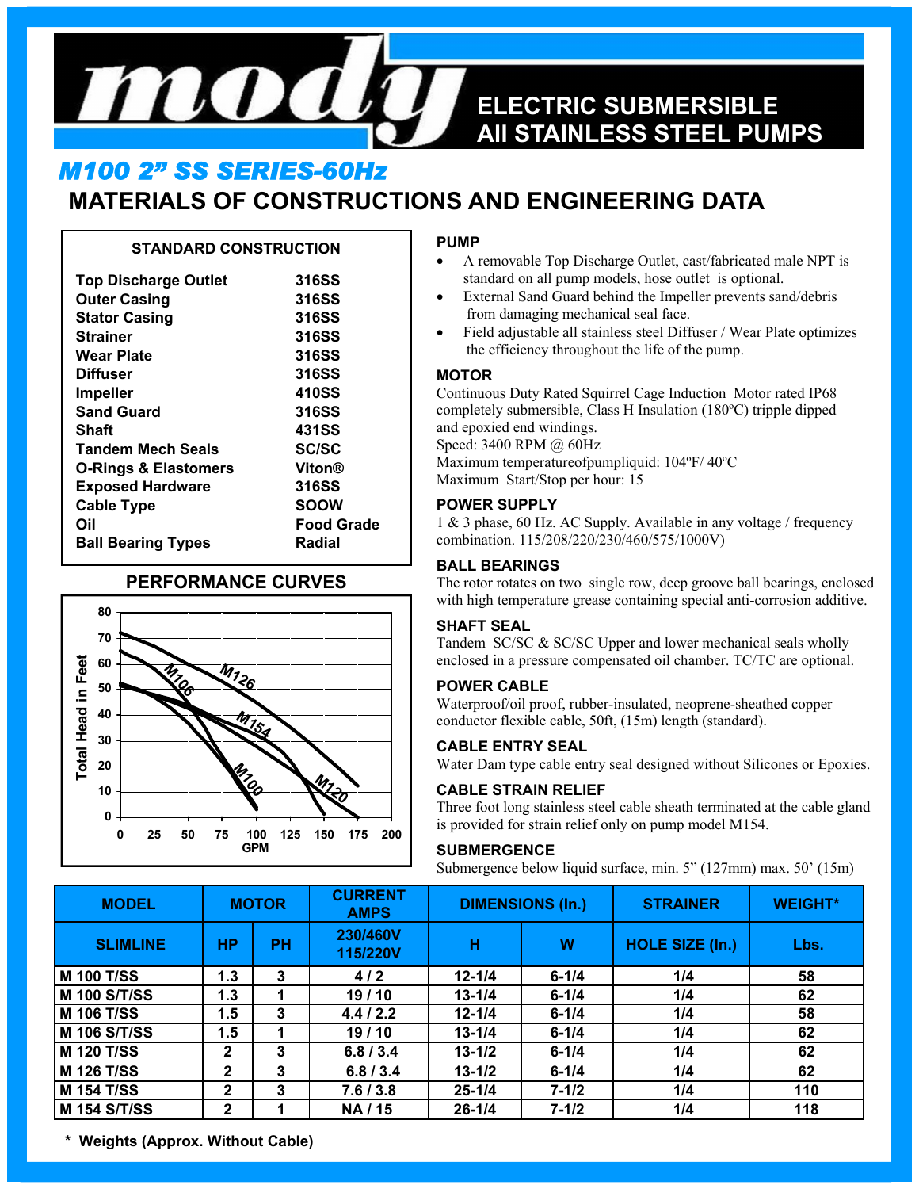# mody

## ELECTRIC SUBMERSIBLE All STAINLESS STEEL PUMPS

## M100 2" SS SERIES-60Hz

## MATERIALS OF CONSTRUCTIONS AND ENGINEERING DATA

### STANDARD CONSTRUCTION

| | |
|---|---|
| **Top Discharge Outlet** | **316SS** |
| **Outer Casing** | **316SS** |
| **Stator Casing** | **316SS** |
| **Strainer** | **316SS** |
| **Wear Plate** | **316SS** |
| **Diffuser** | **316SS** |
| **Impeller** | **410SS** |
| **Sand Guard** | **316SS** |
| **Shaft** | **431SS** |
| **Tandem Mech Seals** | **SC/SC** |
| **O-Rings & Elastomers** | **Viton®** |
| **Exposed Hardware** | **316SS** |
| **Cable Type** | **SOOW** |
| **Oil** | **Food Grade** |
| **Ball Bearing Types** | **Radial** |

### PERFORMANCE CURVES

Total Head in Feet

0 10 20 30 40 50 60 70 80

0 25 50 75 100 125 150 175 200

GPM

M106 M126 M154 M100 M120

### PUMP

- A removable Top Discharge Outlet, cast/fabricated male NPT is standard on all pump models, hose outlet is optional.
- External Sand Guard behind the Impeller prevents sand/debris from damaging mechanical seal face.
- Field adjustable all stainless steel Diffuser / Wear Plate optimizes the efficiency throughout the life of the pump.

### MOTOR

Continuous Duty Rated Squirrel Cage Induction Motor rated IP68 completely submersible, Class H Insulation (180ºC) tripple dipped and epoxied end windings.
Speed: 3400 RPM @ 60Hz
Maximum temperatureofpumpliquid: 104ºF/ 40ºC
Maximum Start/Stop per hour: 15

### POWER SUPPLY

1 & 3 phase, 60 Hz. AC Supply. Available in any voltage / frequency combination. 115/208/220/230/460/575/1000V)

### BALL BEARINGS

The rotor rotates on two single row, deep groove ball bearings, enclosed with high temperature grease containing special anti-corrosion additive.

### SHAFT SEAL

Tandem SC/SC & SC/SC Upper and lower mechanical seals wholly enclosed in a pressure compensated oil chamber. TC/TC are optional.

### POWER CABLE

Waterproof/oil proof, rubber-insulated, neoprene-sheathed copper conductor flexible cable, 50ft, (15m) length (standard).

### CABLE ENTRY SEAL

Water Dam type cable entry seal designed without Silicones or Epoxies.

### CABLE STRAIN RELIEF

Three foot long stainless steel cable sheath terminated at the cable gland is provided for strain relief only on pump model M154.

### SUBMERGENCE

Submergence below liquid surface, min. 5" (127mm) max. 50' (15m)

| MODEL | MOTOR | | CURRENT AMPS | DIMENSIONS (In.) | | STRAINER | WEIGHT* |
|---|---|---|---|---|---|---|---|
| SLIMLINE | HP | PH | 230/460V 115/220V | H | W | HOLE SIZE (In.) | Lbs. |
| M 100 T/SS | 1.3 | 3 | 4 / 2 | 12-1/4 | 6-1/4 | 1/4 | 58 |
| M 100 S/T/SS | 1.3 | 1 | 19 / 10 | 13-1/4 | 6-1/4 | 1/4 | 62 |
| M 106 T/SS | 1.5 | 3 | 4.4 / 2.2 | 12-1/4 | 6-1/4 | 1/4 | 58 |
| M 106 S/T/SS | 1.5 | 1 | 19 / 10 | 13-1/4 | 6-1/4 | 1/4 | 62 |
| M 120 T/SS | 2 | 3 | 6.8 / 3.4 | 13-1/2 | 6-1/4 | 1/4 | 62 |
| M 126 T/SS | 2 | 3 | 6.8 / 3.4 | 13-1/2 | 6-1/4 | 1/4 | 62 |
| M 154 T/SS | 2 | 3 | 7.6 / 3.8 | 25-1/4 | 7-1/2 | 1/4 | 110 |
| M 154 S/T/SS | 2 | 1 | NA / 15 | 26-1/4 | 7-1/2 | 1/4 | 118 |

\* Weights (Approx. Without Cable)